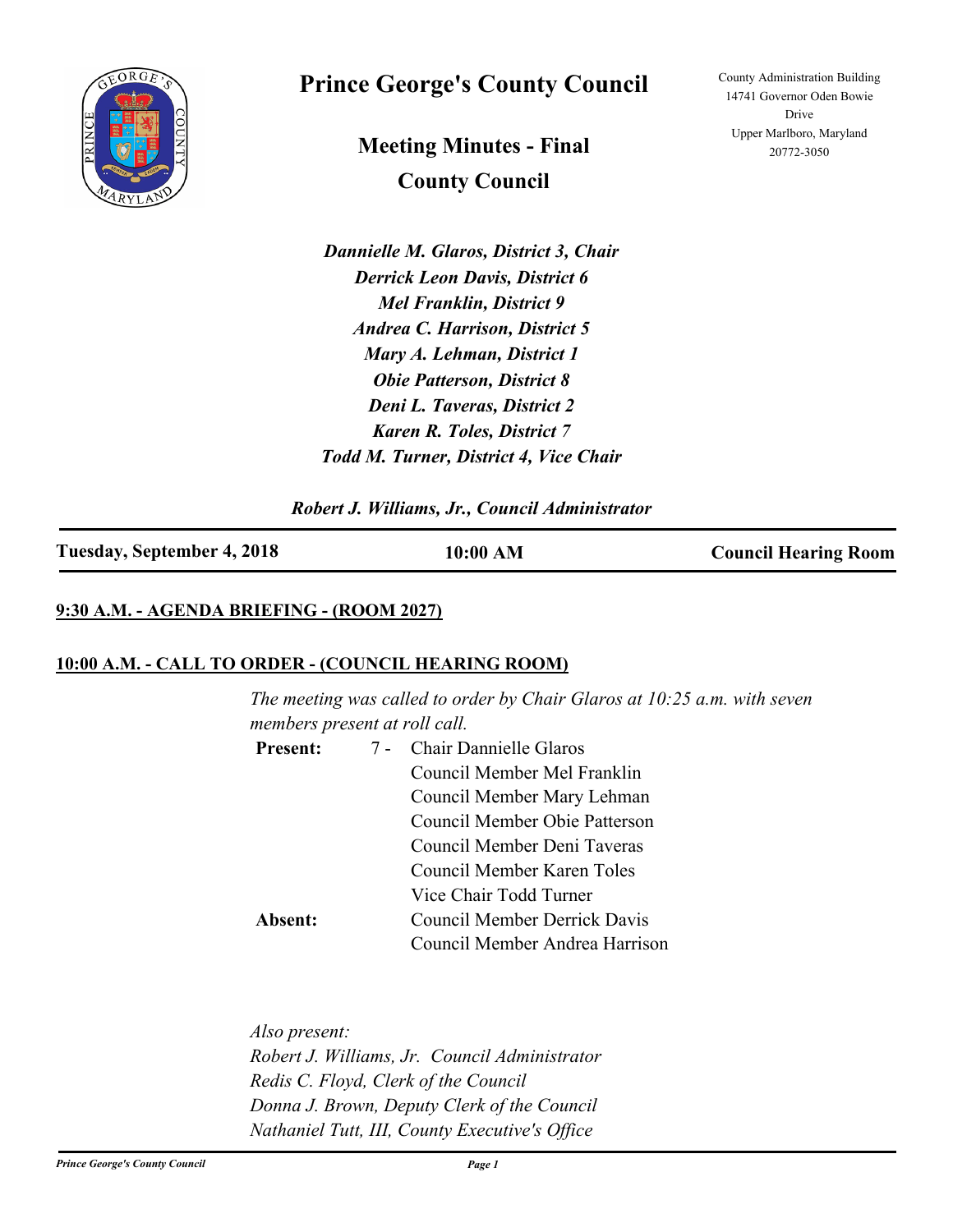# Prince George's County Council

County Administration Building
14741 Governor Oden Bowie Drive
Upper Marlboro, Maryland 20772-3050

## Meeting Minutes - Final

## County Council

***Dannielle M. Glaros, District 3, Chair***
***Derrick Leon Davis, District 6***
***Mel Franklin, District 9***
***Andrea C. Harrison, District 5***
***Mary A. Lehman, District 1***
***Obie Patterson, District 8***
***Deni L. Taveras, District 2***
***Karen R. Toles, District 7***
***Todd M. Turner, District 4, Vice Chair***

***Robert J. Williams, Jr., Council Administrator***

| **Tuesday, September 4, 2018** | **10:00 AM** | **Council Hearing Room** |
|---|---|---|

### 9:30 A.M. - AGENDA BRIEFING - (ROOM 2027)

### 10:00 A.M. - CALL TO ORDER - (COUNCIL HEARING ROOM)

*The meeting was called to order by Chair Glaros at 10:25 a.m. with seven members present at roll call.*

| | | |
|---|---|---|
| **Present:** | 7 - | Chair Dannielle Glaros |
| | | Council Member Mel Franklin |
| | | Council Member Mary Lehman |
| | | Council Member Obie Patterson |
| | | Council Member Deni Taveras |
| | | Council Member Karen Toles |
| | | Vice Chair Todd Turner |
| **Absent:** | | Council Member Derrick Davis |
| | | Council Member Andrea Harrison |

*Also present:*
*Robert J. Williams, Jr. Council Administrator*
*Redis C. Floyd, Clerk of the Council*
*Donna J. Brown, Deputy Clerk of the Council*
*Nathaniel Tutt, III, County Executive's Office*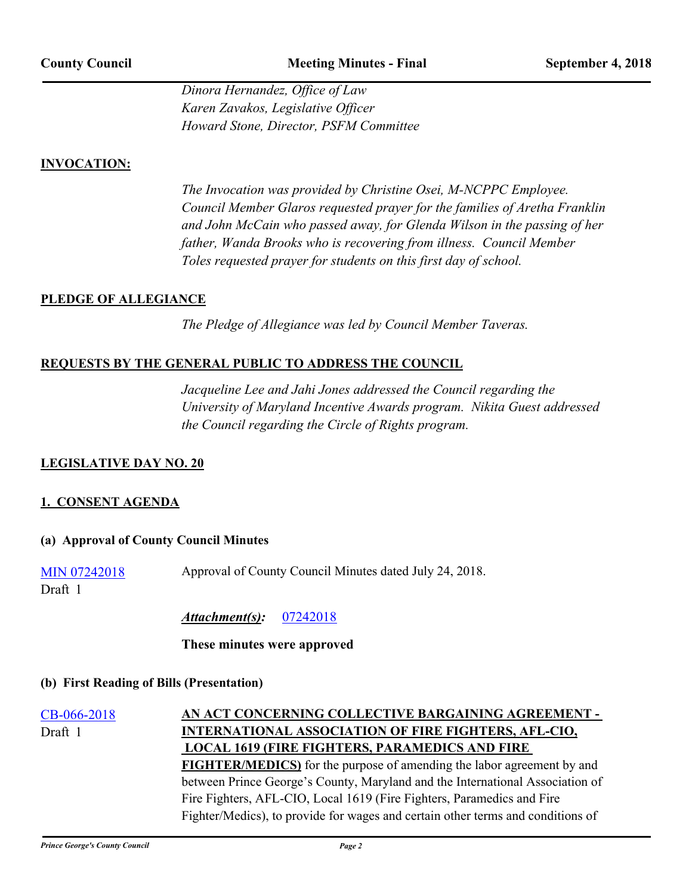*Dinora Hernandez, Office of Law*
*Karen Zavakos, Legislative Officer*
*Howard Stone, Director, PSFM Committee*

## INVOCATION:

*The Invocation was provided by Christine Osei, M-NCPPC Employee. Council Member Glaros requested prayer for the families of Aretha Franklin and John McCain who passed away, for Glenda Wilson in the passing of her father, Wanda Brooks who is recovering from illness. Council Member Toles requested prayer for students on this first day of school.*

## PLEDGE OF ALLEGIANCE

*The Pledge of Allegiance was led by Council Member Taveras.*

## REQUESTS BY THE GENERAL PUBLIC TO ADDRESS THE COUNCIL

*Jacqueline Lee and Jahi Jones addressed the Council regarding the University of Maryland Incentive Awards program. Nikita Guest addressed the Council regarding the Circle of Rights program.*

## LEGISLATIVE DAY NO. 20

## 1. CONSENT AGENDA

### (a) Approval of County Council Minutes

MIN 07242018
Draft 1

Approval of County Council Minutes dated July 24, 2018.

***Attachment(s):*** 07242018

**These minutes were approved**

### (b) First Reading of Bills (Presentation)

CB-066-2018
Draft 1

**AN ACT CONCERNING COLLECTIVE BARGAINING AGREEMENT - INTERNATIONAL ASSOCIATION OF FIRE FIGHTERS, AFL-CIO, LOCAL 1619 (FIRE FIGHTERS, PARAMEDICS AND FIRE FIGHTER/MEDICS)** for the purpose of amending the labor agreement by and between Prince George's County, Maryland and the International Association of Fire Fighters, AFL-CIO, Local 1619 (Fire Fighters, Paramedics and Fire Fighter/Medics), to provide for wages and certain other terms and conditions of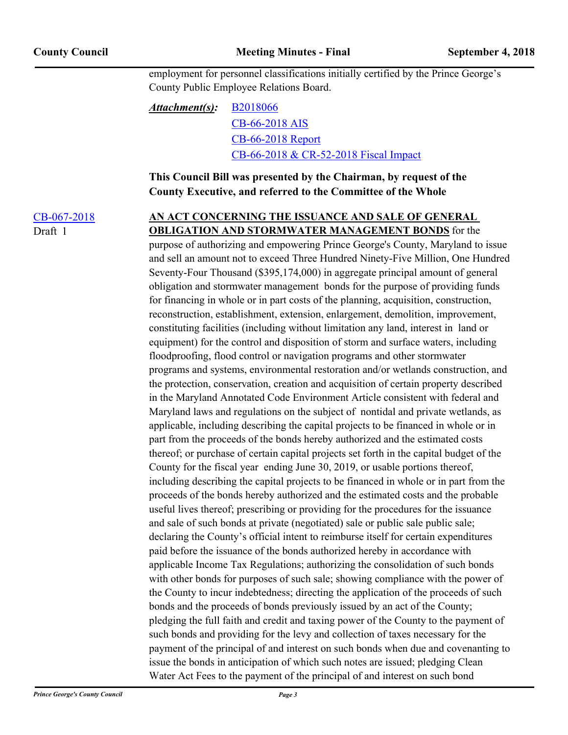employment for personnel classifications initially certified by the Prince George's County Public Employee Relations Board.

***Attachment(s):*** B2018066
CB-66-2018 AIS
CB-66-2018 Report
CB-66-2018 & CR-52-2018 Fiscal Impact

**This Council Bill was presented by the Chairman, by request of the County Executive, and referred to the Committee of the Whole**

CB-067-2018
Draft 1

**AN ACT CONCERNING THE ISSUANCE AND SALE OF GENERAL OBLIGATION AND STORMWATER MANAGEMENT BONDS** for the purpose of authorizing and empowering Prince George's County, Maryland to issue and sell an amount not to exceed Three Hundred Ninety-Five Million, One Hundred Seventy-Four Thousand ($395,174,000) in aggregate principal amount of general obligation and stormwater management bonds for the purpose of providing funds for financing in whole or in part costs of the planning, acquisition, construction, reconstruction, establishment, extension, enlargement, demolition, improvement, constituting facilities (including without limitation any land, interest in land or equipment) for the control and disposition of storm and surface waters, including floodproofing, flood control or navigation programs and other stormwater programs and systems, environmental restoration and/or wetlands construction, and the protection, conservation, creation and acquisition of certain property described in the Maryland Annotated Code Environment Article consistent with federal and Maryland laws and regulations on the subject of nontidal and private wetlands, as applicable, including describing the capital projects to be financed in whole or in part from the proceeds of the bonds hereby authorized and the estimated costs thereof; or purchase of certain capital projects set forth in the capital budget of the County for the fiscal year ending June 30, 2019, or usable portions thereof, including describing the capital projects to be financed in whole or in part from the proceeds of the bonds hereby authorized and the estimated costs and the probable useful lives thereof; prescribing or providing for the procedures for the issuance and sale of such bonds at private (negotiated) sale or public sale public sale; declaring the County's official intent to reimburse itself for certain expenditures paid before the issuance of the bonds authorized hereby in accordance with applicable Income Tax Regulations; authorizing the consolidation of such bonds with other bonds for purposes of such sale; showing compliance with the power of the County to incur indebtedness; directing the application of the proceeds of such bonds and the proceeds of bonds previously issued by an act of the County; pledging the full faith and credit and taxing power of the County to the payment of such bonds and providing for the levy and collection of taxes necessary for the payment of the principal of and interest on such bonds when due and covenanting to issue the bonds in anticipation of which such notes are issued; pledging Clean Water Act Fees to the payment of the principal of and interest on such bond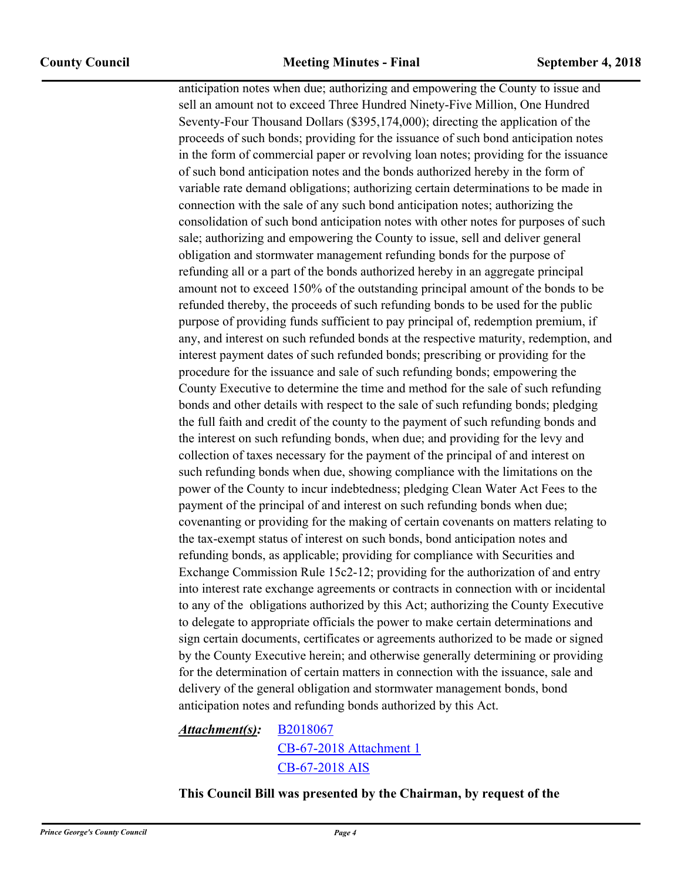anticipation notes when due; authorizing and empowering the County to issue and sell an amount not to exceed Three Hundred Ninety-Five Million, One Hundred Seventy-Four Thousand Dollars ($395,174,000); directing the application of the proceeds of such bonds; providing for the issuance of such bond anticipation notes in the form of commercial paper or revolving loan notes; providing for the issuance of such bond anticipation notes and the bonds authorized hereby in the form of variable rate demand obligations; authorizing certain determinations to be made in connection with the sale of any such bond anticipation notes; authorizing the consolidation of such bond anticipation notes with other notes for purposes of such sale; authorizing and empowering the County to issue, sell and deliver general obligation and stormwater management refunding bonds for the purpose of refunding all or a part of the bonds authorized hereby in an aggregate principal amount not to exceed 150% of the outstanding principal amount of the bonds to be refunded thereby, the proceeds of such refunding bonds to be used for the public purpose of providing funds sufficient to pay principal of, redemption premium, if any, and interest on such refunded bonds at the respective maturity, redemption, and interest payment dates of such refunded bonds; prescribing or providing for the procedure for the issuance and sale of such refunding bonds; empowering the County Executive to determine the time and method for the sale of such refunding bonds and other details with respect to the sale of such refunding bonds; pledging the full faith and credit of the county to the payment of such refunding bonds and the interest on such refunding bonds, when due; and providing for the levy and collection of taxes necessary for the payment of the principal of and interest on such refunding bonds when due, showing compliance with the limitations on the power of the County to incur indebtedness; pledging Clean Water Act Fees to the payment of the principal of and interest on such refunding bonds when due; covenanting or providing for the making of certain covenants on matters relating to the tax-exempt status of interest on such bonds, bond anticipation notes and refunding bonds, as applicable; providing for compliance with Securities and Exchange Commission Rule 15c2-12; providing for the authorization of and entry into interest rate exchange agreements or contracts in connection with or incidental to any of the obligations authorized by this Act; authorizing the County Executive to delegate to appropriate officials the power to make certain determinations and sign certain documents, certificates or agreements authorized to be made or signed by the County Executive herein; and otherwise generally determining or providing for the determination of certain matters in connection with the issuance, sale and delivery of the general obligation and stormwater management bonds, bond anticipation notes and refunding bonds authorized by this Act.

***Attachment(s):*** B2018067
CB-67-2018 Attachment 1
CB-67-2018 AIS

**This Council Bill was presented by the Chairman, by request of the**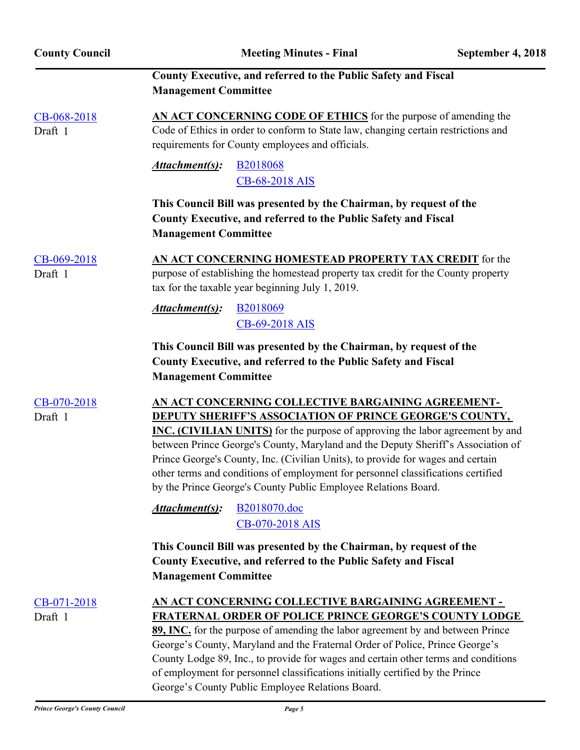**County Executive, and referred to the Public Safety and Fiscal Management Committee**

CB-068-2018
Draft 1

**AN ACT CONCERNING CODE OF ETHICS** for the purpose of amending the Code of Ethics in order to conform to State law, changing certain restrictions and requirements for County employees and officials.

***Attachment(s):*** B2018068
CB-68-2018 AIS

**This Council Bill was presented by the Chairman, by request of the County Executive, and referred to the Public Safety and Fiscal Management Committee**

CB-069-2018
Draft 1

**AN ACT CONCERNING HOMESTEAD PROPERTY TAX CREDIT** for the purpose of establishing the homestead property tax credit for the County property tax for the taxable year beginning July 1, 2019.

***Attachment(s):*** B2018069
CB-69-2018 AIS

**This Council Bill was presented by the Chairman, by request of the County Executive, and referred to the Public Safety and Fiscal Management Committee**

CB-070-2018
Draft 1

**AN ACT CONCERNING COLLECTIVE BARGAINING AGREEMENT- DEPUTY SHERIFF'S ASSOCIATION OF PRINCE GEORGE'S COUNTY, INC. (CIVILIAN UNITS)** for the purpose of approving the labor agreement by and between Prince George's County, Maryland and the Deputy Sheriff's Association of Prince George's County, Inc. (Civilian Units), to provide for wages and certain other terms and conditions of employment for personnel classifications certified by the Prince George's County Public Employee Relations Board.

***Attachment(s):*** B2018070.doc
CB-070-2018 AIS

**This Council Bill was presented by the Chairman, by request of the County Executive, and referred to the Public Safety and Fiscal Management Committee**

CB-071-2018
Draft 1

**AN ACT CONCERNING COLLECTIVE BARGAINING AGREEMENT - FRATERNAL ORDER OF POLICE PRINCE GEORGE'S COUNTY LODGE 89, INC.** for the purpose of amending the labor agreement by and between Prince George's County, Maryland and the Fraternal Order of Police, Prince George's County Lodge 89, Inc., to provide for wages and certain other terms and conditions of employment for personnel classifications initially certified by the Prince George's County Public Employee Relations Board.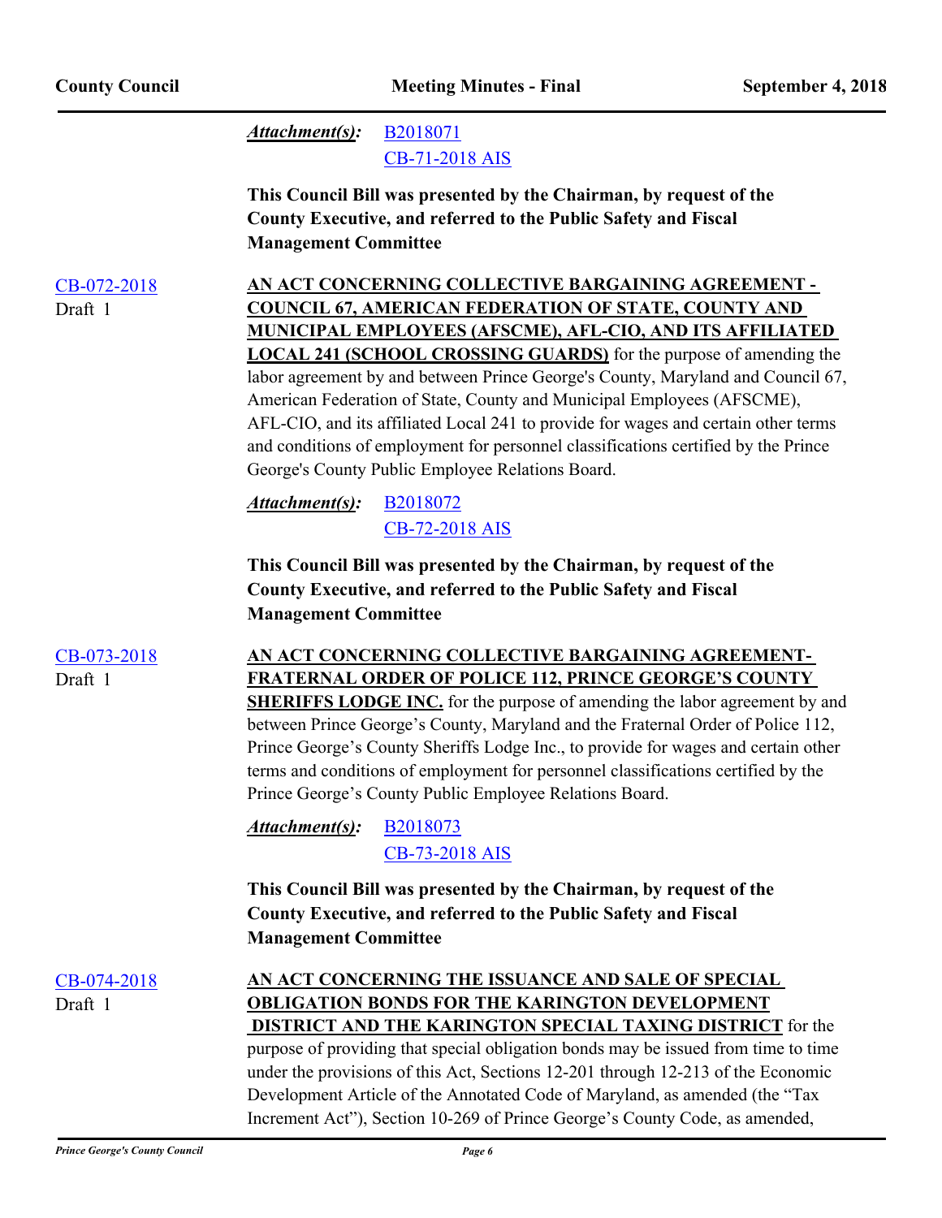***Attachment(s):*** B2018071
CB-71-2018 AIS

**This Council Bill was presented by the Chairman, by request of the County Executive, and referred to the Public Safety and Fiscal Management Committee**

CB-072-2018
Draft 1

**AN ACT CONCERNING COLLECTIVE BARGAINING AGREEMENT - COUNCIL 67, AMERICAN FEDERATION OF STATE, COUNTY AND MUNICIPAL EMPLOYEES (AFSCME), AFL-CIO, AND ITS AFFILIATED LOCAL 241 (SCHOOL CROSSING GUARDS)** for the purpose of amending the labor agreement by and between Prince George's County, Maryland and Council 67, American Federation of State, County and Municipal Employees (AFSCME), AFL-CIO, and its affiliated Local 241 to provide for wages and certain other terms and conditions of employment for personnel classifications certified by the Prince George's County Public Employee Relations Board.

***Attachment(s):*** B2018072
CB-72-2018 AIS

**This Council Bill was presented by the Chairman, by request of the County Executive, and referred to the Public Safety and Fiscal Management Committee**

CB-073-2018
Draft 1

**AN ACT CONCERNING COLLECTIVE BARGAINING AGREEMENT- FRATERNAL ORDER OF POLICE 112, PRINCE GEORGE'S COUNTY SHERIFFS LODGE INC.** for the purpose of amending the labor agreement by and between Prince George's County, Maryland and the Fraternal Order of Police 112, Prince George's County Sheriffs Lodge Inc., to provide for wages and certain other terms and conditions of employment for personnel classifications certified by the Prince George's County Public Employee Relations Board.

***Attachment(s):*** B2018073
CB-73-2018 AIS

**This Council Bill was presented by the Chairman, by request of the County Executive, and referred to the Public Safety and Fiscal Management Committee**

CB-074-2018
Draft 1

**AN ACT CONCERNING THE ISSUANCE AND SALE OF SPECIAL OBLIGATION BONDS FOR THE KARINGTON DEVELOPMENT DISTRICT AND THE KARINGTON SPECIAL TAXING DISTRICT** for the purpose of providing that special obligation bonds may be issued from time to time under the provisions of this Act, Sections 12-201 through 12-213 of the Economic Development Article of the Annotated Code of Maryland, as amended (the "Tax Increment Act"), Section 10-269 of Prince George's County Code, as amended,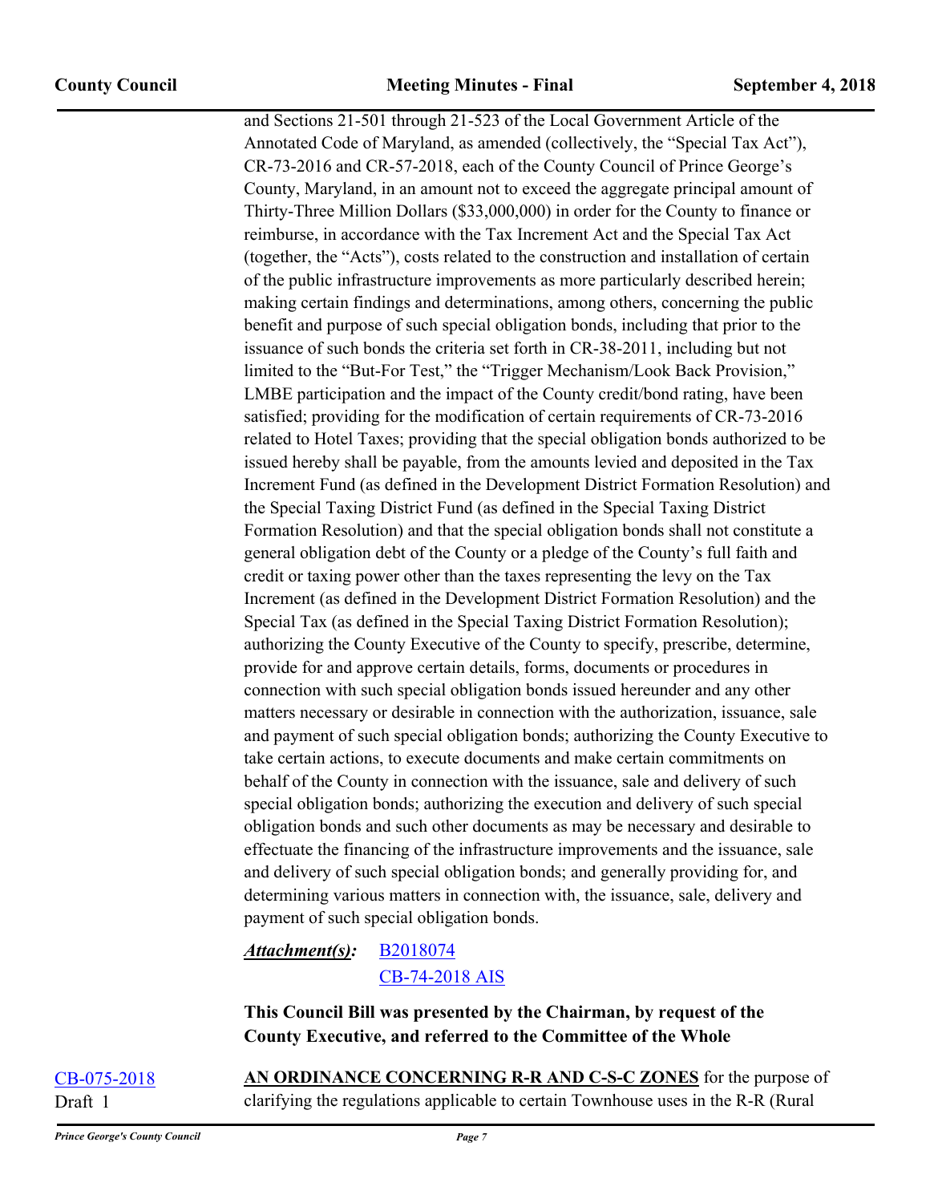and Sections 21-501 through 21-523 of the Local Government Article of the Annotated Code of Maryland, as amended (collectively, the "Special Tax Act"), CR-73-2016 and CR-57-2018, each of the County Council of Prince George's County, Maryland, in an amount not to exceed the aggregate principal amount of Thirty-Three Million Dollars ($33,000,000) in order for the County to finance or reimburse, in accordance with the Tax Increment Act and the Special Tax Act (together, the "Acts"), costs related to the construction and installation of certain of the public infrastructure improvements as more particularly described herein; making certain findings and determinations, among others, concerning the public benefit and purpose of such special obligation bonds, including that prior to the issuance of such bonds the criteria set forth in CR-38-2011, including but not limited to the "But-For Test," the "Trigger Mechanism/Look Back Provision," LMBE participation and the impact of the County credit/bond rating, have been satisfied; providing for the modification of certain requirements of CR-73-2016 related to Hotel Taxes; providing that the special obligation bonds authorized to be issued hereby shall be payable, from the amounts levied and deposited in the Tax Increment Fund (as defined in the Development District Formation Resolution) and the Special Taxing District Fund (as defined in the Special Taxing District Formation Resolution) and that the special obligation bonds shall not constitute a general obligation debt of the County or a pledge of the County's full faith and credit or taxing power other than the taxes representing the levy on the Tax Increment (as defined in the Development District Formation Resolution) and the Special Tax (as defined in the Special Taxing District Formation Resolution); authorizing the County Executive of the County to specify, prescribe, determine, provide for and approve certain details, forms, documents or procedures in connection with such special obligation bonds issued hereunder and any other matters necessary or desirable in connection with the authorization, issuance, sale and payment of such special obligation bonds; authorizing the County Executive to take certain actions, to execute documents and make certain commitments on behalf of the County in connection with the issuance, sale and delivery of such special obligation bonds; authorizing the execution and delivery of such special obligation bonds and such other documents as may be necessary and desirable to effectuate the financing of the infrastructure improvements and the issuance, sale and delivery of such special obligation bonds; and generally providing for, and determining various matters in connection with, the issuance, sale, delivery and payment of such special obligation bonds.

***Attachment(s):*** B2018074
CB-74-2018 AIS

**This Council Bill was presented by the Chairman, by request of the County Executive, and referred to the Committee of the Whole**

CB-075-2018
Draft 1

**AN ORDINANCE CONCERNING R-R AND C-S-C ZONES** for the purpose of clarifying the regulations applicable to certain Townhouse uses in the R-R (Rural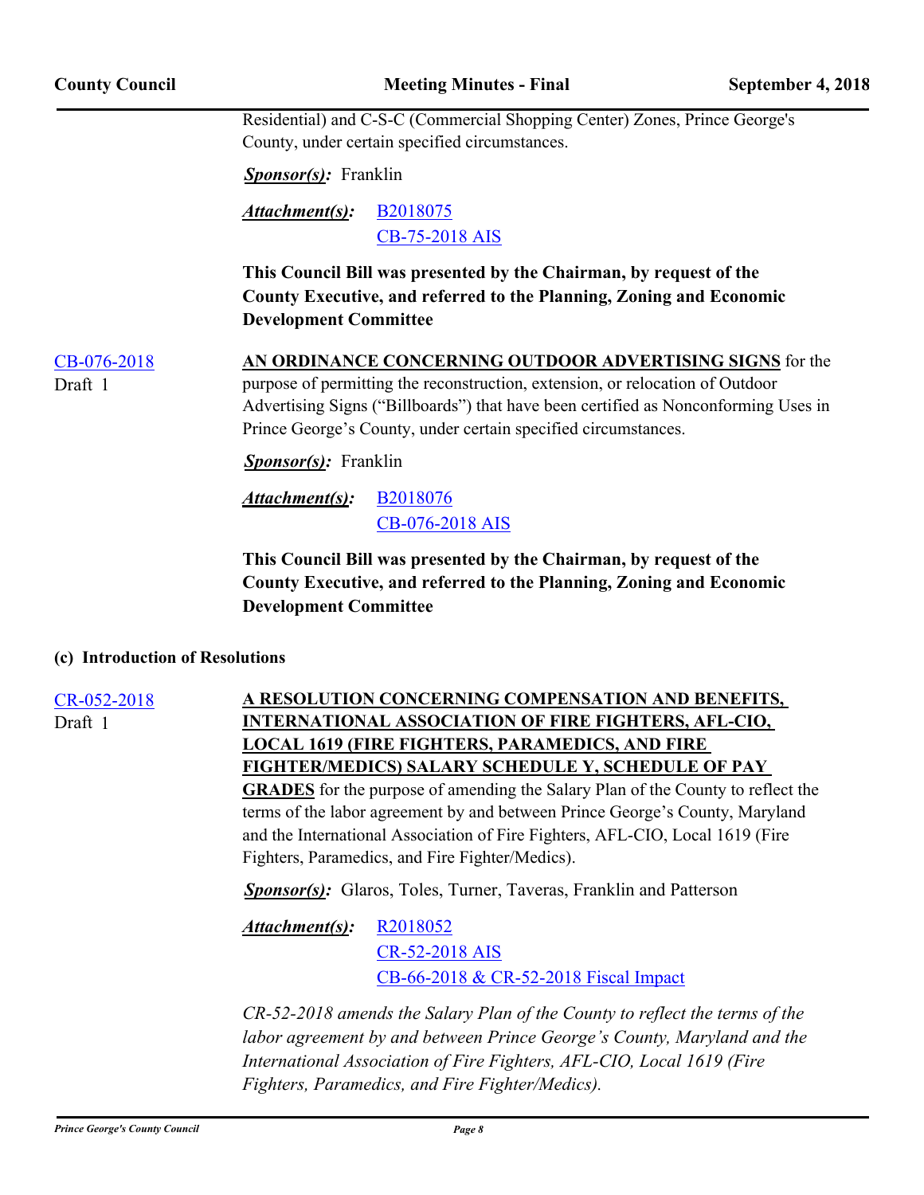Residential) and C-S-C (Commercial Shopping Center) Zones, Prince George's County, under certain specified circumstances.

***Sponsor(s):*** Franklin

***Attachment(s):*** B2018075
CB-75-2018 AIS

**This Council Bill was presented by the Chairman, by request of the County Executive, and referred to the Planning, Zoning and Economic Development Committee**

CB-076-2018
Draft 1

**AN ORDINANCE CONCERNING OUTDOOR ADVERTISING SIGNS** for the purpose of permitting the reconstruction, extension, or relocation of Outdoor Advertising Signs ("Billboards") that have been certified as Nonconforming Uses in Prince George's County, under certain specified circumstances.

***Sponsor(s):*** Franklin

***Attachment(s):*** B2018076
CB-076-2018 AIS

**This Council Bill was presented by the Chairman, by request of the County Executive, and referred to the Planning, Zoning and Economic Development Committee**

### (c) Introduction of Resolutions

CR-052-2018
Draft 1

**A RESOLUTION CONCERNING COMPENSATION AND BENEFITS, INTERNATIONAL ASSOCIATION OF FIRE FIGHTERS, AFL-CIO, LOCAL 1619 (FIRE FIGHTERS, PARAMEDICS, AND FIRE FIGHTER/MEDICS) SALARY SCHEDULE Y, SCHEDULE OF PAY GRADES** for the purpose of amending the Salary Plan of the County to reflect the terms of the labor agreement by and between Prince George's County, Maryland and the International Association of Fire Fighters, AFL-CIO, Local 1619 (Fire Fighters, Paramedics, and Fire Fighter/Medics).

***Sponsor(s):*** Glaros, Toles, Turner, Taveras, Franklin and Patterson

***Attachment(s):*** R2018052
CR-52-2018 AIS
CB-66-2018 & CR-52-2018 Fiscal Impact

*CR-52-2018 amends the Salary Plan of the County to reflect the terms of the labor agreement by and between Prince George's County, Maryland and the International Association of Fire Fighters, AFL-CIO, Local 1619 (Fire Fighters, Paramedics, and Fire Fighter/Medics).*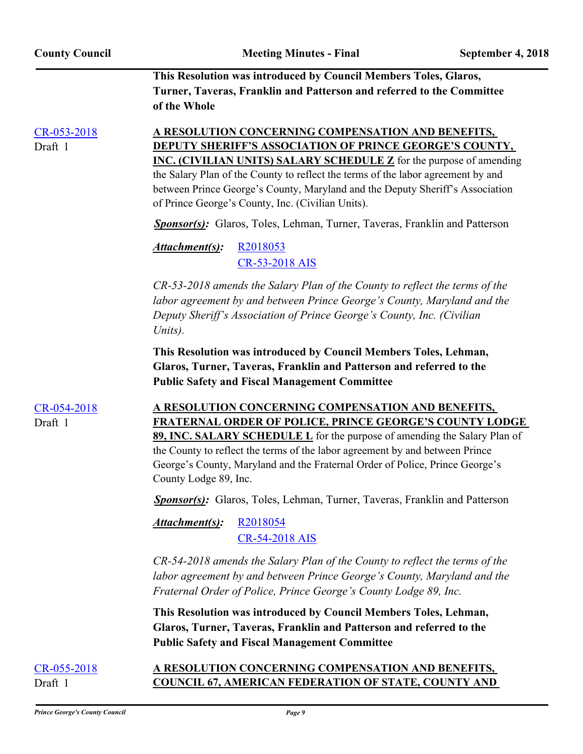**This Resolution was introduced by Council Members Toles, Glaros, Turner, Taveras, Franklin and Patterson and referred to the Committee of the Whole**

CR-053-2018
Draft 1

**A RESOLUTION CONCERNING COMPENSATION AND BENEFITS, DEPUTY SHERIFF'S ASSOCIATION OF PRINCE GEORGE'S COUNTY, INC. (CIVILIAN UNITS) SALARY SCHEDULE Z** for the purpose of amending the Salary Plan of the County to reflect the terms of the labor agreement by and between Prince George's County, Maryland and the Deputy Sheriff's Association of Prince George's County, Inc. (Civilian Units).

***Sponsor(s):*** Glaros, Toles, Lehman, Turner, Taveras, Franklin and Patterson

***Attachment(s):*** R2018053
CR-53-2018 AIS

*CR-53-2018 amends the Salary Plan of the County to reflect the terms of the labor agreement by and between Prince George's County, Maryland and the Deputy Sheriff's Association of Prince George's County, Inc. (Civilian Units).*

**This Resolution was introduced by Council Members Toles, Lehman, Glaros, Turner, Taveras, Franklin and Patterson and referred to the Public Safety and Fiscal Management Committee**

CR-054-2018
Draft 1

**A RESOLUTION CONCERNING COMPENSATION AND BENEFITS, FRATERNAL ORDER OF POLICE, PRINCE GEORGE'S COUNTY LODGE 89, INC. SALARY SCHEDULE L** for the purpose of amending the Salary Plan of the County to reflect the terms of the labor agreement by and between Prince George's County, Maryland and the Fraternal Order of Police, Prince George's County Lodge 89, Inc.

***Sponsor(s):*** Glaros, Toles, Lehman, Turner, Taveras, Franklin and Patterson

***Attachment(s):*** R2018054
CR-54-2018 AIS

*CR-54-2018 amends the Salary Plan of the County to reflect the terms of the labor agreement by and between Prince George's County, Maryland and the Fraternal Order of Police, Prince George's County Lodge 89, Inc.*

**This Resolution was introduced by Council Members Toles, Lehman, Glaros, Turner, Taveras, Franklin and Patterson and referred to the Public Safety and Fiscal Management Committee**

CR-055-2018
Draft 1

**A RESOLUTION CONCERNING COMPENSATION AND BENEFITS, COUNCIL 67, AMERICAN FEDERATION OF STATE, COUNTY AND**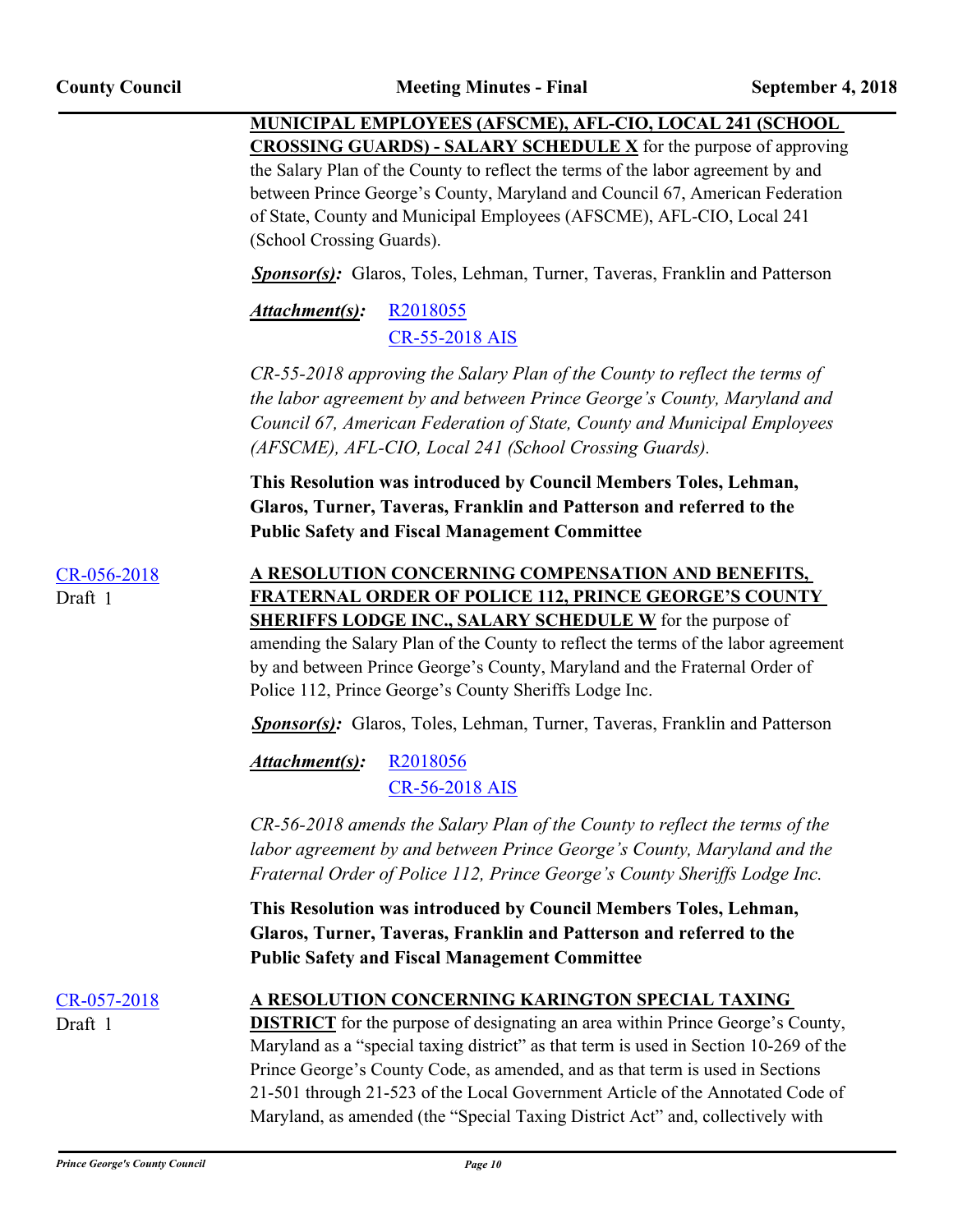**MUNICIPAL EMPLOYEES (AFSCME), AFL-CIO, LOCAL 241 (SCHOOL CROSSING GUARDS) - SALARY SCHEDULE X** for the purpose of approving the Salary Plan of the County to reflect the terms of the labor agreement by and between Prince George's County, Maryland and Council 67, American Federation of State, County and Municipal Employees (AFSCME), AFL-CIO, Local 241 (School Crossing Guards).

***Sponsor(s):*** Glaros, Toles, Lehman, Turner, Taveras, Franklin and Patterson

***Attachment(s):*** R2018055
CR-55-2018 AIS

*CR-55-2018 approving the Salary Plan of the County to reflect the terms of the labor agreement by and between Prince George's County, Maryland and Council 67, American Federation of State, County and Municipal Employees (AFSCME), AFL-CIO, Local 241 (School Crossing Guards).*

**This Resolution was introduced by Council Members Toles, Lehman, Glaros, Turner, Taveras, Franklin and Patterson and referred to the Public Safety and Fiscal Management Committee**

CR-056-2018
Draft 1

**A RESOLUTION CONCERNING COMPENSATION AND BENEFITS, FRATERNAL ORDER OF POLICE 112, PRINCE GEORGE'S COUNTY SHERIFFS LODGE INC., SALARY SCHEDULE W** for the purpose of amending the Salary Plan of the County to reflect the terms of the labor agreement by and between Prince George's County, Maryland and the Fraternal Order of Police 112, Prince George's County Sheriffs Lodge Inc.

***Sponsor(s):*** Glaros, Toles, Lehman, Turner, Taveras, Franklin and Patterson

***Attachment(s):*** R2018056
CR-56-2018 AIS

*CR-56-2018 amends the Salary Plan of the County to reflect the terms of the labor agreement by and between Prince George's County, Maryland and the Fraternal Order of Police 112, Prince George's County Sheriffs Lodge Inc.*

**This Resolution was introduced by Council Members Toles, Lehman, Glaros, Turner, Taveras, Franklin and Patterson and referred to the Public Safety and Fiscal Management Committee**

CR-057-2018
Draft 1

**A RESOLUTION CONCERNING KARINGTON SPECIAL TAXING DISTRICT** for the purpose of designating an area within Prince George's County, Maryland as a "special taxing district" as that term is used in Section 10-269 of the Prince George's County Code, as amended, and as that term is used in Sections 21-501 through 21-523 of the Local Government Article of the Annotated Code of Maryland, as amended (the "Special Taxing District Act" and, collectively with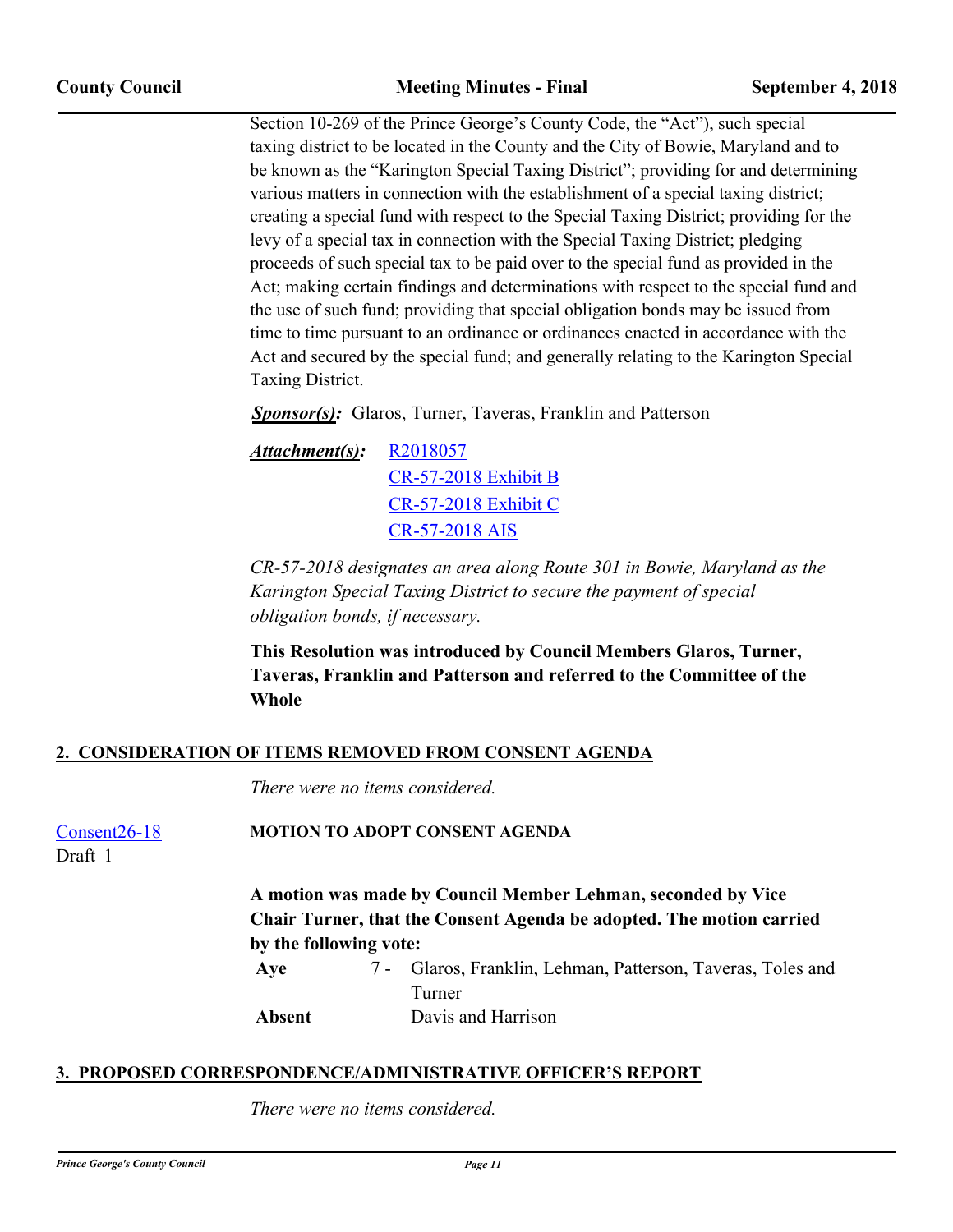Section 10-269 of the Prince George's County Code, the "Act"), such special taxing district to be located in the County and the City of Bowie, Maryland and to be known as the "Karington Special Taxing District"; providing for and determining various matters in connection with the establishment of a special taxing district; creating a special fund with respect to the Special Taxing District; providing for the levy of a special tax in connection with the Special Taxing District; pledging proceeds of such special tax to be paid over to the special fund as provided in the Act; making certain findings and determinations with respect to the special fund and the use of such fund; providing that special obligation bonds may be issued from time to time pursuant to an ordinance or ordinances enacted in accordance with the Act and secured by the special fund; and generally relating to the Karington Special Taxing District.

***Sponsor(s):*** Glaros, Turner, Taveras, Franklin and Patterson

***Attachment(s):*** R2018057
CR-57-2018 Exhibit B
CR-57-2018 Exhibit C
CR-57-2018 AIS

*CR-57-2018 designates an area along Route 301 in Bowie, Maryland as the Karington Special Taxing District to secure the payment of special obligation bonds, if necessary.*

**This Resolution was introduced by Council Members Glaros, Turner, Taveras, Franklin and Patterson and referred to the Committee of the Whole**

## 2. CONSIDERATION OF ITEMS REMOVED FROM CONSENT AGENDA

*There were no items considered.*

Consent26-18
Draft 1

**MOTION TO ADOPT CONSENT AGENDA**

**A motion was made by Council Member Lehman, seconded by Vice Chair Turner, that the Consent Agenda be adopted. The motion carried by the following vote:**

| | | |
|---|---|---|
| **Aye** | 7 - | Glaros, Franklin, Lehman, Patterson, Taveras, Toles and Turner |
| **Absent** | | Davis and Harrison |

## 3. PROPOSED CORRESPONDENCE/ADMINISTRATIVE OFFICER'S REPORT

*There were no items considered.*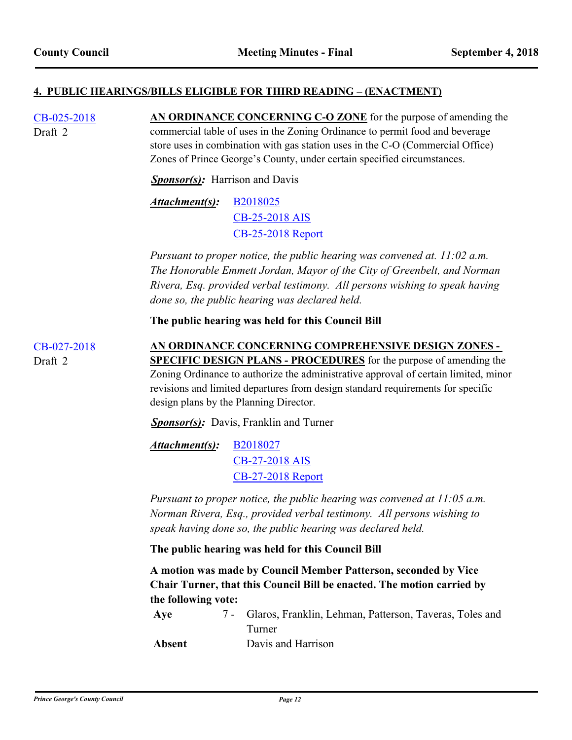#### **4. PUBLIC HEARINGS/BILLS ELIGIBLE FOR THIRD READING – (ENACTMENT)**

CB-025-2018
Draft 2

**AN ORDINANCE CONCERNING C-O ZONE** for the purpose of amending the commercial table of uses in the Zoning Ordinance to permit food and beverage store uses in combination with gas station uses in the C-O (Commercial Office) Zones of Prince George's County, under certain specified circumstances.

***Sponsor(s):*** Harrison and Davis

***Attachment(s):*** B2018025
CB-25-2018 AIS
CB-25-2018 Report

*Pursuant to proper notice, the public hearing was convened at. 11:02 a.m. The Honorable Emmett Jordan, Mayor of the City of Greenbelt, and Norman Rivera, Esq. provided verbal testimony. All persons wishing to speak having done so, the public hearing was declared held.*

**The public hearing was held for this Council Bill**

CB-027-2018
Draft 2

**AN ORDINANCE CONCERNING COMPREHENSIVE DESIGN ZONES - SPECIFIC DESIGN PLANS - PROCEDURES** for the purpose of amending the Zoning Ordinance to authorize the administrative approval of certain limited, minor revisions and limited departures from design standard requirements for specific design plans by the Planning Director.

***Sponsor(s):*** Davis, Franklin and Turner

***Attachment(s):*** B2018027
CB-27-2018 AIS
CB-27-2018 Report

*Pursuant to proper notice, the public hearing was convened at 11:05 a.m. Norman Rivera, Esq., provided verbal testimony. All persons wishing to speak having done so, the public hearing was declared held.*

**The public hearing was held for this Council Bill**

**A motion was made by Council Member Patterson, seconded by Vice Chair Turner, that this Council Bill be enacted. The motion carried by the following vote:**

| | | |
|---|---|---|
| **Aye** | 7 - | Glaros, Franklin, Lehman, Patterson, Taveras, Toles and Turner |
| **Absent** | | Davis and Harrison |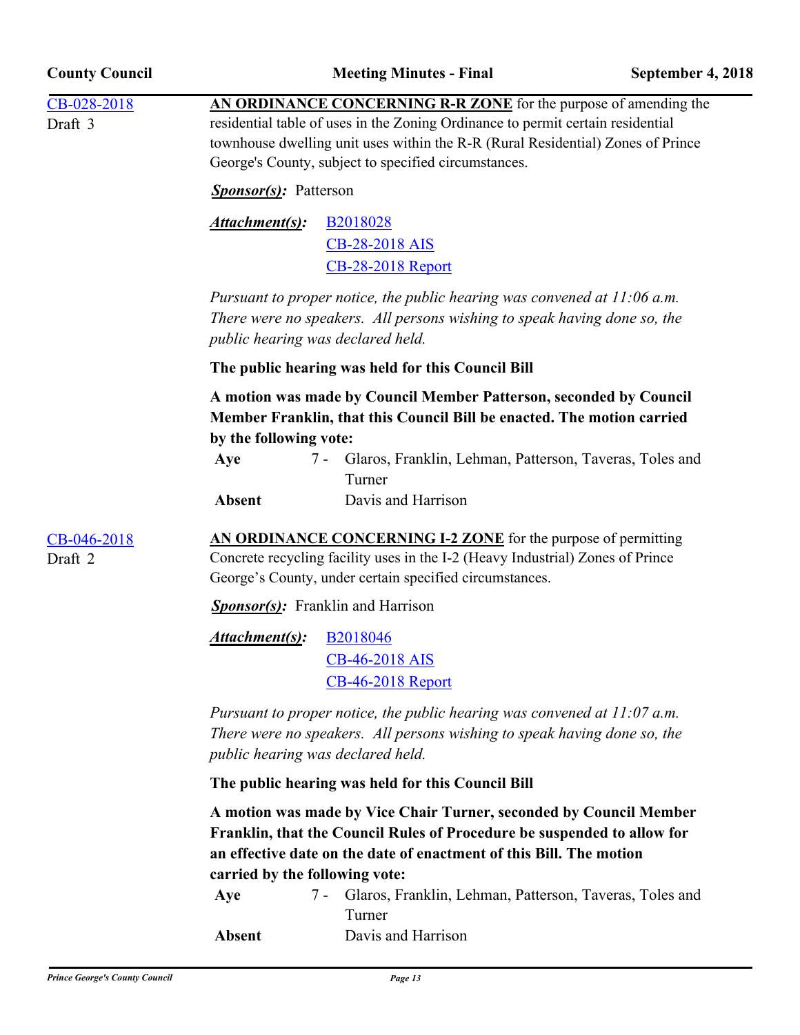CB-028-2018
Draft 3

**AN ORDINANCE CONCERNING R-R ZONE** for the purpose of amending the residential table of uses in the Zoning Ordinance to permit certain residential townhouse dwelling unit uses within the R-R (Rural Residential) Zones of Prince George's County, subject to specified circumstances.

***Sponsor(s):*** Patterson

***Attachment(s):*** B2018028
CB-28-2018 AIS
CB-28-2018 Report

*Pursuant to proper notice, the public hearing was convened at 11:06 a.m. There were no speakers. All persons wishing to speak having done so, the public hearing was declared held.*

**The public hearing was held for this Council Bill**

**A motion was made by Council Member Patterson, seconded by Council Member Franklin, that this Council Bill be enacted. The motion carried by the following vote:**

| | | |
|---|---|---|
| **Aye** | 7 - | Glaros, Franklin, Lehman, Patterson, Taveras, Toles and Turner |
| **Absent** | | Davis and Harrison |

CB-046-2018
Draft 2

**AN ORDINANCE CONCERNING I-2 ZONE** for the purpose of permitting Concrete recycling facility uses in the I-2 (Heavy Industrial) Zones of Prince George's County, under certain specified circumstances.

***Sponsor(s):*** Franklin and Harrison

***Attachment(s):*** B2018046
CB-46-2018 AIS
CB-46-2018 Report

*Pursuant to proper notice, the public hearing was convened at 11:07 a.m. There were no speakers. All persons wishing to speak having done so, the public hearing was declared held.*

**The public hearing was held for this Council Bill**

**A motion was made by Vice Chair Turner, seconded by Council Member Franklin, that the Council Rules of Procedure be suspended to allow for an effective date on the date of enactment of this Bill. The motion carried by the following vote:**

| | | |
|---|---|---|
| **Aye** | 7 - | Glaros, Franklin, Lehman, Patterson, Taveras, Toles and Turner |
| **Absent** | | Davis and Harrison |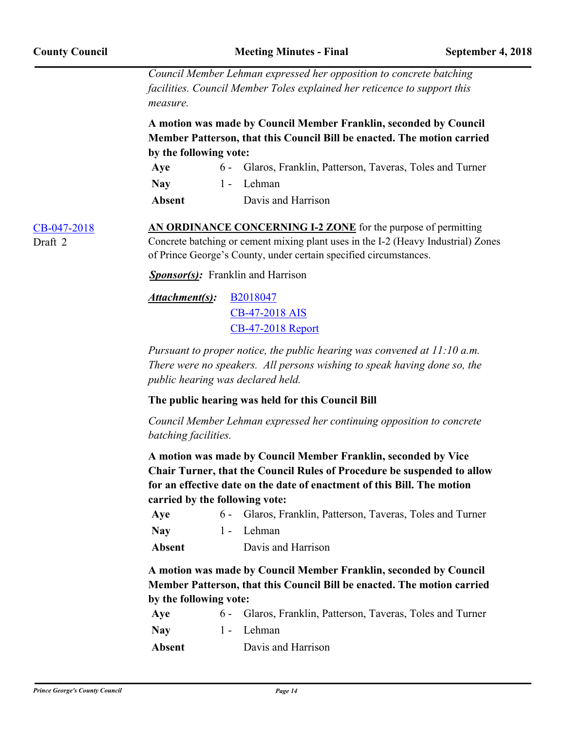*Council Member Lehman expressed her opposition to concrete batching facilities. Council Member Toles explained her reticence to support this measure.*

**A motion was made by Council Member Franklin, seconded by Council Member Patterson, that this Council Bill be enacted. The motion carried by the following vote:**

| | | |
|---|---|---|
| **Aye** | 6 - | Glaros, Franklin, Patterson, Taveras, Toles and Turner |
| **Nay** | 1 - | Lehman |
| **Absent** | | Davis and Harrison |

CB-047-2018
Draft 2

**AN ORDINANCE CONCERNING I-2 ZONE** for the purpose of permitting Concrete batching or cement mixing plant uses in the I-2 (Heavy Industrial) Zones of Prince George's County, under certain specified circumstances.

***Sponsor(s):*** Franklin and Harrison

***Attachment(s):*** B2018047
CB-47-2018 AIS
CB-47-2018 Report

*Pursuant to proper notice, the public hearing was convened at 11:10 a.m. There were no speakers. All persons wishing to speak having done so, the public hearing was declared held.*

**The public hearing was held for this Council Bill**

*Council Member Lehman expressed her continuing opposition to concrete batching facilities.*

**A motion was made by Council Member Franklin, seconded by Vice Chair Turner, that the Council Rules of Procedure be suspended to allow for an effective date on the date of enactment of this Bill. The motion carried by the following vote:**

| | | |
|---|---|---|
| **Aye** | 6 - | Glaros, Franklin, Patterson, Taveras, Toles and Turner |
| **Nay** | 1 - | Lehman |
| **Absent** | | Davis and Harrison |

**A motion was made by Council Member Franklin, seconded by Council Member Patterson, that this Council Bill be enacted. The motion carried by the following vote:**

| | | |
|---|---|---|
| **Aye** | 6 - | Glaros, Franklin, Patterson, Taveras, Toles and Turner |
| **Nay** | 1 - | Lehman |
| **Absent** | | Davis and Harrison |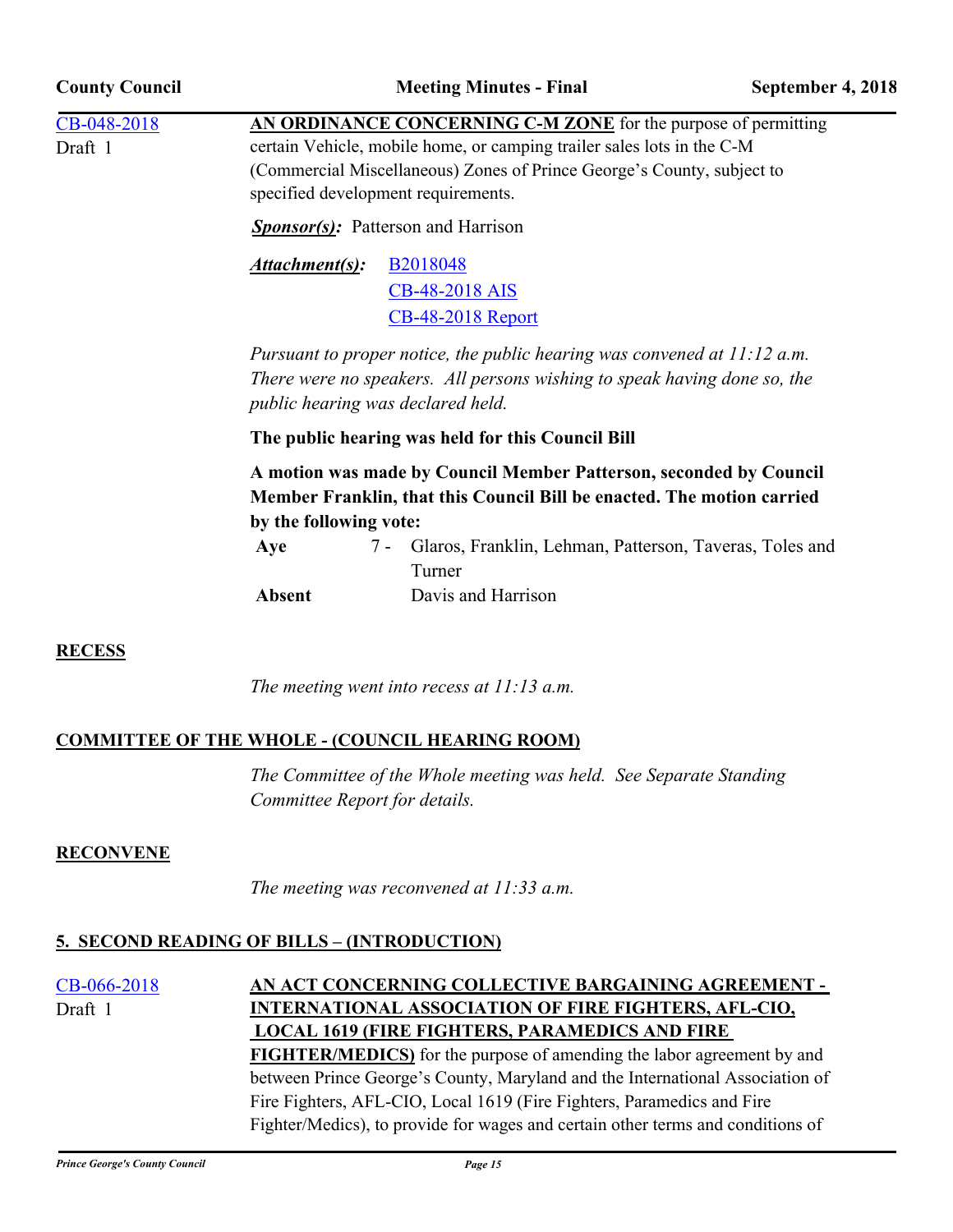CB-048-2018
Draft 1

**AN ORDINANCE CONCERNING C-M ZONE** for the purpose of permitting certain Vehicle, mobile home, or camping trailer sales lots in the C-M (Commercial Miscellaneous) Zones of Prince George's County, subject to specified development requirements.

***Sponsor(s):*** Patterson and Harrison

***Attachment(s):*** B2018048
CB-48-2018 AIS
CB-48-2018 Report

*Pursuant to proper notice, the public hearing was convened at 11:12 a.m. There were no speakers. All persons wishing to speak having done so, the public hearing was declared held.*

**The public hearing was held for this Council Bill**

**A motion was made by Council Member Patterson, seconded by Council Member Franklin, that this Council Bill be enacted. The motion carried by the following vote:**

| | | |
|---|---|---|
| **Aye** | 7 - | Glaros, Franklin, Lehman, Patterson, Taveras, Toles and Turner |
| **Absent** | | Davis and Harrison |

## RECESS

*The meeting went into recess at 11:13 a.m.*

## COMMITTEE OF THE WHOLE - (COUNCIL HEARING ROOM)

*The Committee of the Whole meeting was held. See Separate Standing Committee Report for details.*

## RECONVENE

*The meeting was reconvened at 11:33 a.m.*

## 5. SECOND READING OF BILLS – (INTRODUCTION)

CB-066-2018
Draft 1

**AN ACT CONCERNING COLLECTIVE BARGAINING AGREEMENT - INTERNATIONAL ASSOCIATION OF FIRE FIGHTERS, AFL-CIO, LOCAL 1619 (FIRE FIGHTERS, PARAMEDICS AND FIRE FIGHTER/MEDICS)** for the purpose of amending the labor agreement by and between Prince George's County, Maryland and the International Association of Fire Fighters, AFL-CIO, Local 1619 (Fire Fighters, Paramedics and Fire Fighter/Medics), to provide for wages and certain other terms and conditions of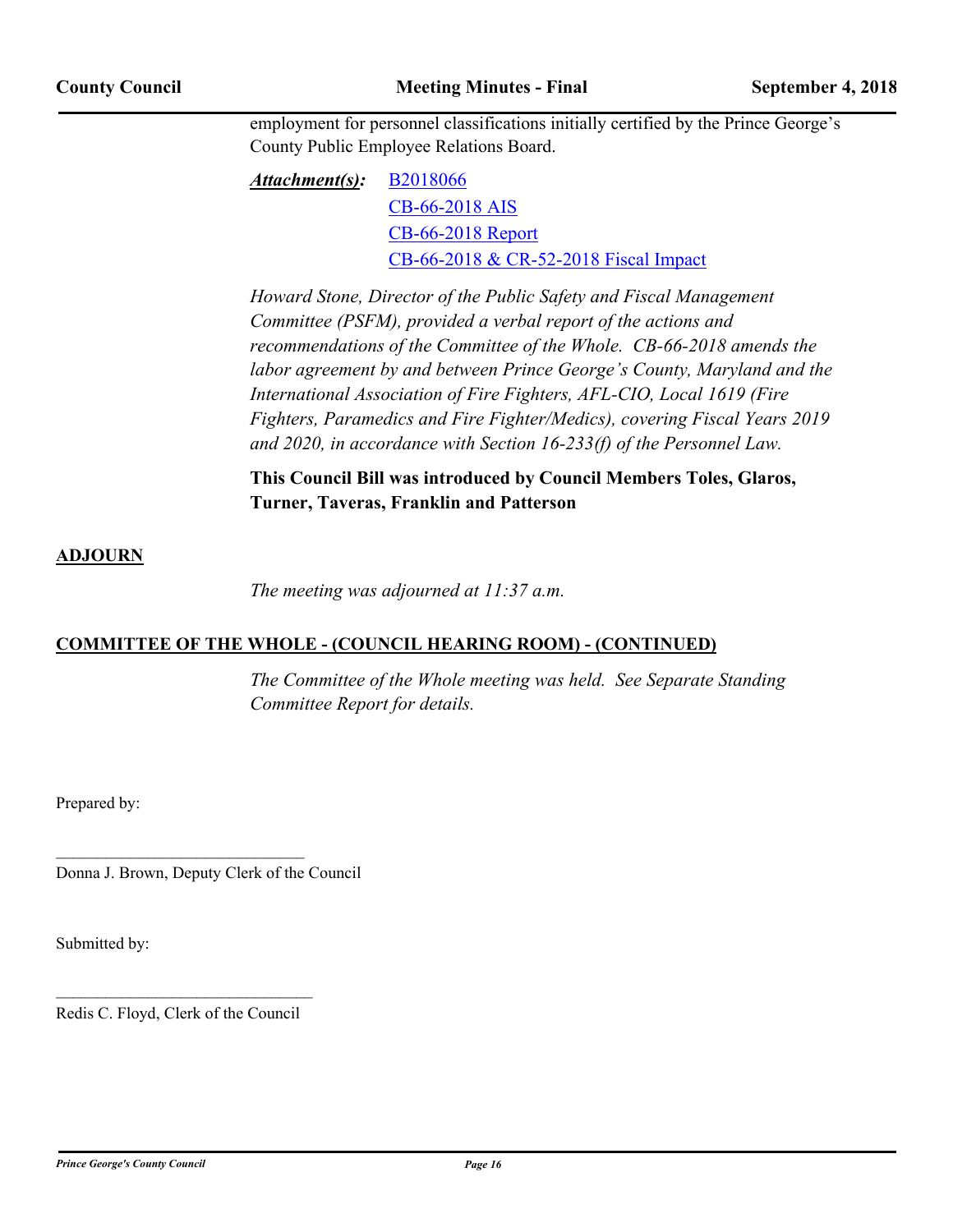employment for personnel classifications initially certified by the Prince George's County Public Employee Relations Board.

***Attachment(s):*** B2018066
CB-66-2018 AIS
CB-66-2018 Report
CB-66-2018 & CR-52-2018 Fiscal Impact

*Howard Stone, Director of the Public Safety and Fiscal Management Committee (PSFM), provided a verbal report of the actions and recommendations of the Committee of the Whole. CB-66-2018 amends the labor agreement by and between Prince George's County, Maryland and the International Association of Fire Fighters, AFL-CIO, Local 1619 (Fire Fighters, Paramedics and Fire Fighter/Medics), covering Fiscal Years 2019 and 2020, in accordance with Section 16-233(f) of the Personnel Law.*

**This Council Bill was introduced by Council Members Toles, Glaros, Turner, Taveras, Franklin and Patterson**

## ADJOURN

*The meeting was adjourned at 11:37 a.m.*

## COMMITTEE OF THE WHOLE - (COUNCIL HEARING ROOM) - (CONTINUED)

*The Committee of the Whole meeting was held. See Separate Standing Committee Report for details.*

Prepared by:

______________________________

Donna J. Brown, Deputy Clerk of the Council

Submitted by:

______________________________

Redis C. Floyd, Clerk of the Council